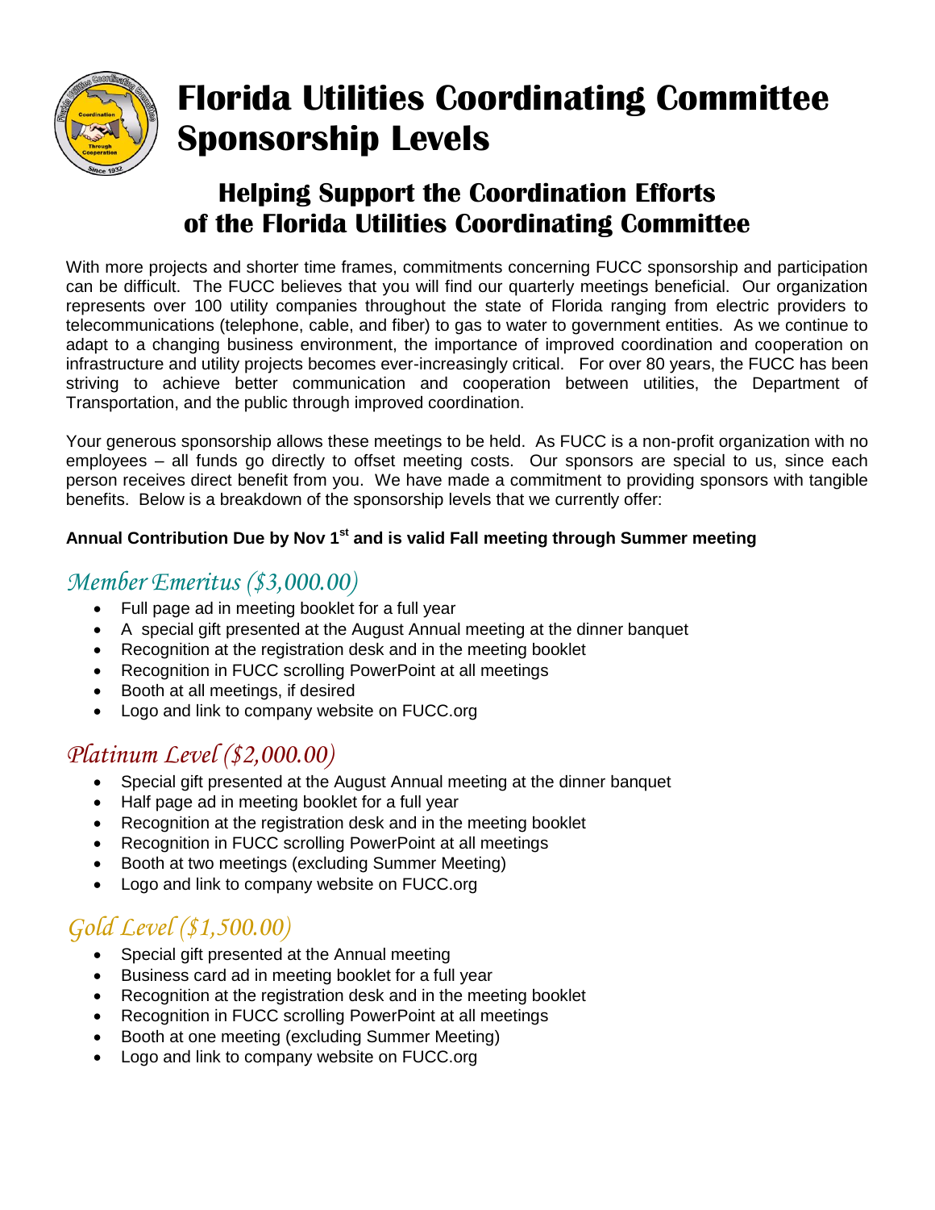# Florida Utilities Coordinating Committee Sponsorship Levels

## Helping Support the Coordination Efforts of the Florida Utilities Coordinating Committee

With more projects and shorter time frames, commitments concerning FUCC sponsorship and participation can be difficult. The FUCC believes that you will find our quarterly meetings beneficial. Our organization represents over 100 utility companies throughout the state of Florida ranging from electric providers to telecommunications (telephone, cable, and fiber) to gas to water to government entities. As we continue to adapt to a changing business environment, the importance of improved coordination and cooperation on infrastructure and utility projects becomes ever-increasingly critical. For over 80 years, the FUCC has been striving to achieve better communication and cooperation between utilities, the Department of Transportation, and the public through improved coordination.

Your generous sponsorship allows these meetings to be held. As FUCC is a non-profit organization with no employees – all funds go directly to offset meeting costs. Our sponsors are special to us, since each person receives direct benefit from you. We have made a commitment to providing sponsors with tangible benefits. Below is a breakdown of the sponsorship levels that we currently offer:

**Annual Contribution Due by Nov 1st and is valid Fall meeting through Summer meeting**

### *Member Emeritus ($3,000.00)*

- Full page ad in meeting booklet for a full year
- A special gift presented at the August Annual meeting at the dinner banquet
- Recognition at the registration desk and in the meeting booklet
- Recognition in FUCC scrolling PowerPoint at all meetings
- Booth at all meetings, if desired
- Logo and link to company website on FUCC.org

### *Platinum Level ($2,000.00)*

- Special gift presented at the August Annual meeting at the dinner banquet
- Half page ad in meeting booklet for a full year
- Recognition at the registration desk and in the meeting booklet
- Recognition in FUCC scrolling PowerPoint at all meetings
- Booth at two meetings (excluding Summer Meeting)
- Logo and link to company website on FUCC.org

### *Gold Level ($1,500.00)*

- Special gift presented at the Annual meeting
- Business card ad in meeting booklet for a full year
- Recognition at the registration desk and in the meeting booklet
- Recognition in FUCC scrolling PowerPoint at all meetings
- Booth at one meeting (excluding Summer Meeting)
- Logo and link to company website on FUCC.org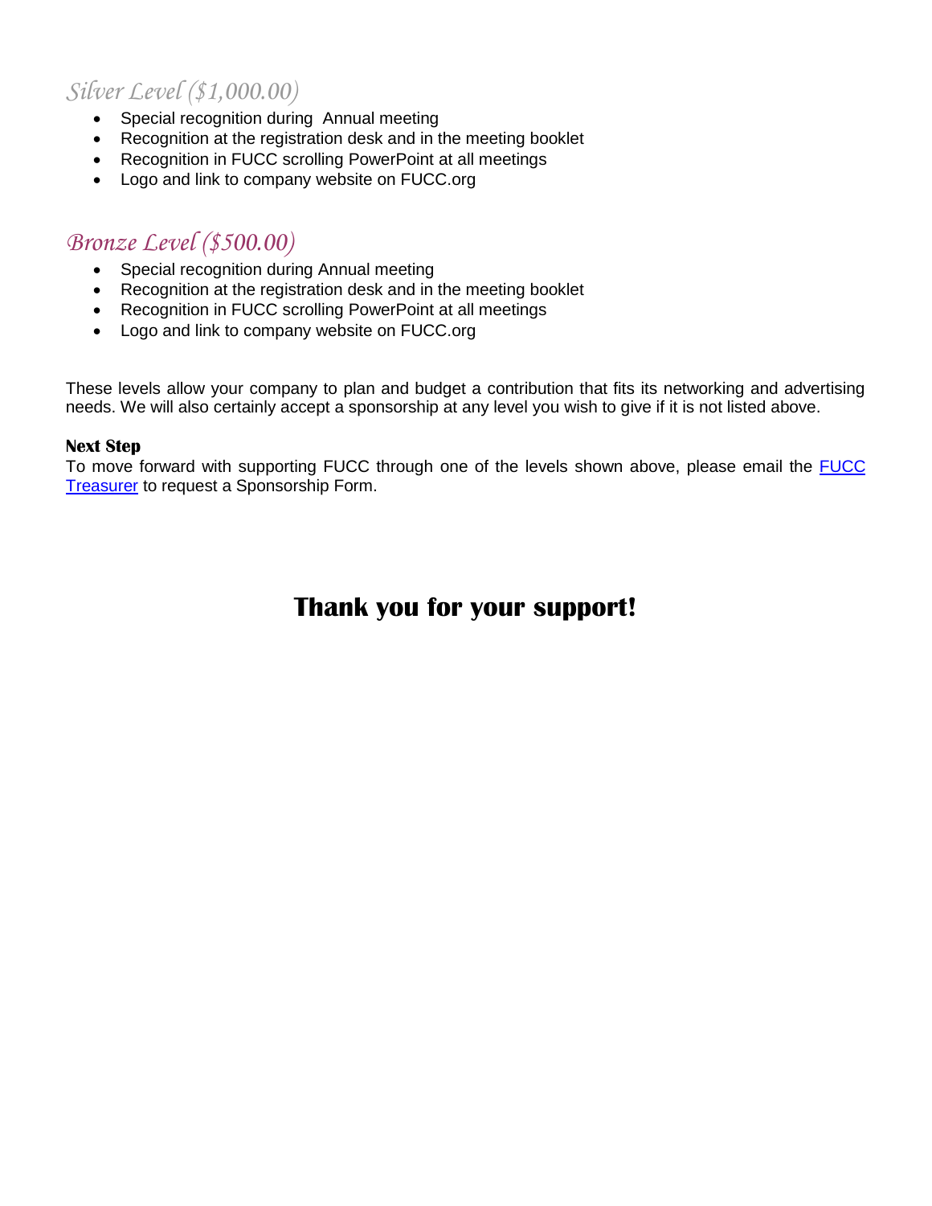## *Silver Level ($1,000.00)*

- Special recognition during Annual meeting
- Recognition at the registration desk and in the meeting booklet
- Recognition in FUCC scrolling PowerPoint at all meetings
- Logo and link to company website on FUCC.org

## *Bronze Level ($500.00)*

- Special recognition during Annual meeting
- Recognition at the registration desk and in the meeting booklet
- Recognition in FUCC scrolling PowerPoint at all meetings
- Logo and link to company website on FUCC.org

These levels allow your company to plan and budget a contribution that fits its networking and advertising needs. We will also certainly accept a sponsorship at any level you wish to give if it is not listed above.

**Next Step**

To move forward with supporting FUCC through one of the levels shown above, please email the FUCC Treasurer to request a Sponsorship Form.

# Thank you for your support!